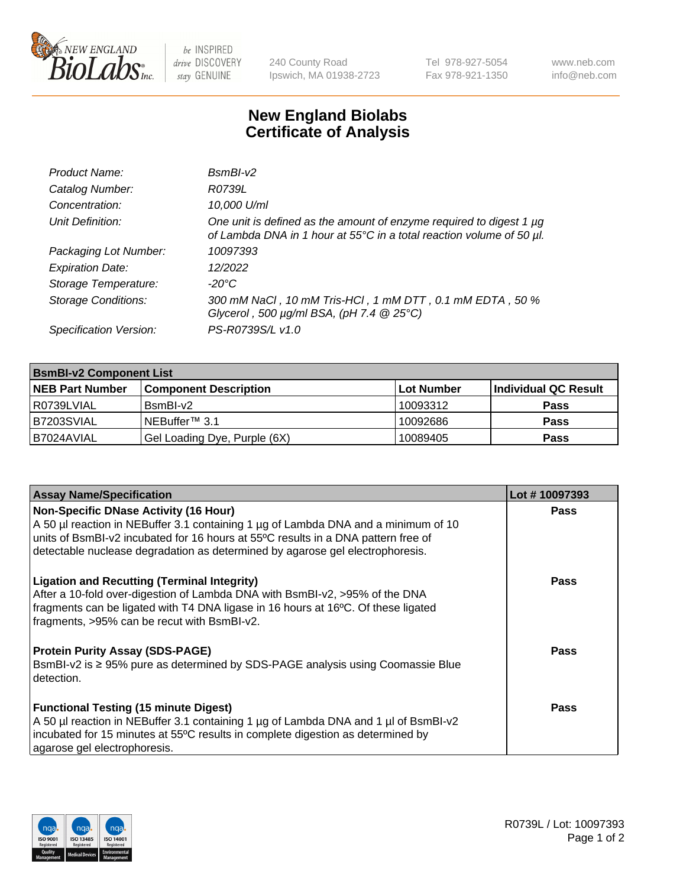# New England Biolabs Certificate of Analysis

| | |
|---|---|
| *Product Name:* | *BsmBI-v2* |
| *Catalog Number:* | *R0739L* |
| *Concentration:* | *10,000 U/ml* |
| *Unit Definition:* | *One unit is defined as the amount of enzyme required to digest 1 µg of Lambda DNA in 1 hour at 55°C in a total reaction volume of 50 µl.* |
| *Packaging Lot Number:* | *10097393* |
| *Expiration Date:* | *12/2022* |
| *Storage Temperature:* | *-20°C* |
| *Storage Conditions:* | *300 mM NaCl , 10 mM Tris-HCl , 1 mM DTT , 0.1 mM EDTA , 50 % Glycerol , 500 µg/ml BSA, (pH 7.4 @ 25°C)* |
| *Specification Version:* | *PS-R0739S/L v1.0* |

| **BsmBI-v2 Component List** | | | |
|---|---|---|---|
| **NEB Part Number** | **Component Description** | **Lot Number** | **Individual QC Result** |
| R0739LVIAL | BsmBI-v2 | 10093312 | **Pass** |
| B7203SVIAL | NEBuffer™ 3.1 | 10092686 | **Pass** |
| B7024AVIAL | Gel Loading Dye, Purple (6X) | 10089405 | **Pass** |

| **Assay Name/Specification** | **Lot # 10097393** |
|---|---|
| **Non-Specific DNase Activity (16 Hour)** A 50 µl reaction in NEBuffer 3.1 containing 1 µg of Lambda DNA and a minimum of 10 units of BsmBI-v2 incubated for 16 hours at 55ºC results in a DNA pattern free of detectable nuclease degradation as determined by agarose gel electrophoresis. | **Pass** |
| **Ligation and Recutting (Terminal Integrity)** After a 10-fold over-digestion of Lambda DNA with BsmBI-v2, >95% of the DNA fragments can be ligated with T4 DNA ligase in 16 hours at 16ºC. Of these ligated fragments, >95% can be recut with BsmBI-v2. | **Pass** |
| **Protein Purity Assay (SDS-PAGE)** BsmBI-v2 is ≥ 95% pure as determined by SDS-PAGE analysis using Coomassie Blue detection. | **Pass** |
| **Functional Testing (15 minute Digest)** A 50 µl reaction in NEBuffer 3.1 containing 1 µg of Lambda DNA and 1 µl of BsmBI-v2 incubated for 15 minutes at 55ºC results in complete digestion as determined by agarose gel electrophoresis. | **Pass** |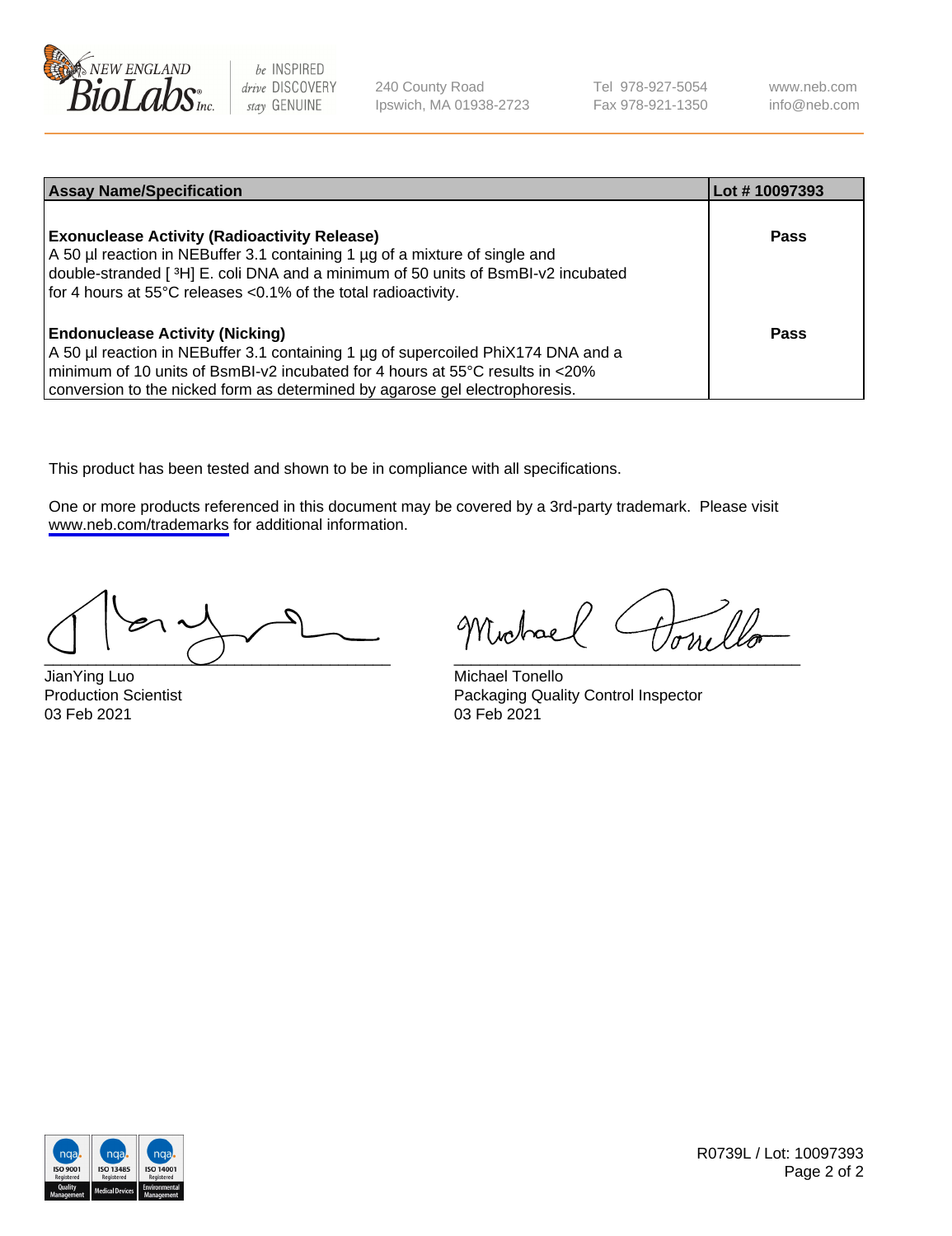NEW ENGLAND BioLabs Inc. | be INSPIRED drive DISCOVERY stay GENUINE | 240 County Road Ipswich, MA 01938-2723 | Tel 978-927-5054 Fax 978-921-1350 | www.neb.com info@neb.com

| Assay Name/Specification | Lot # 10097393 |
|---|---|
| **Exonuclease Activity (Radioactivity Release)**<br>A 50 µl reaction in NEBuffer 3.1 containing 1 µg of a mixture of single and double-stranded [ $^3$H] E. coli DNA and a minimum of 50 units of BsmBI-v2 incubated for 4 hours at 55°C releases <0.1% of the total radioactivity. | Pass |
| **Endonuclease Activity (Nicking)**<br>A 50 µl reaction in NEBuffer 3.1 containing 1 µg of supercoiled PhiX174 DNA and a minimum of 10 units of BsmBI-v2 incubated for 4 hours at 55°C results in <20% conversion to the nicked form as determined by agarose gel electrophoresis. | Pass |

This product has been tested and shown to be in compliance with all specifications.

One or more products referenced in this document may be covered by a 3rd-party trademark. Please visit www.neb.com/trademarks for additional information.

JianYing Luo
Production Scientist
03 Feb 2021

Michael Tonello
Packaging Quality Control Inspector
03 Feb 2021

ISO 9001 Registered Quality Management | ISO 13485 Registered Medical Devices | ISO 14001 Registered Environmental Management

R0739L / Lot: 10097393